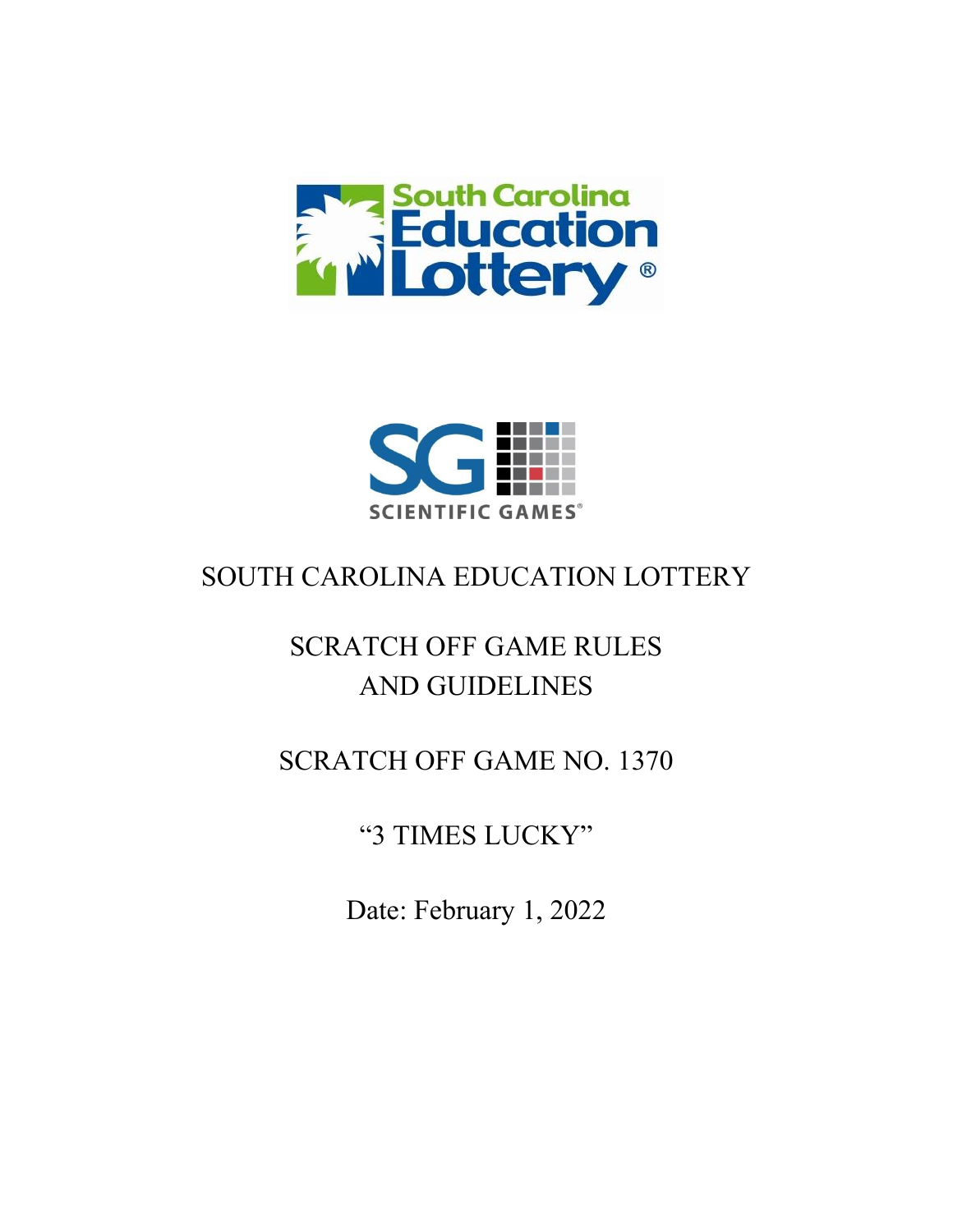South Carolina Education Lottery®

SCIENTIFIC GAMES®

# SOUTH CAROLINA EDUCATION LOTTERY

## SCRATCH OFF GAME RULES AND GUIDELINES

## SCRATCH OFF GAME NO. 1370

## "3 TIMES LUCKY"

Date: February 1, 2022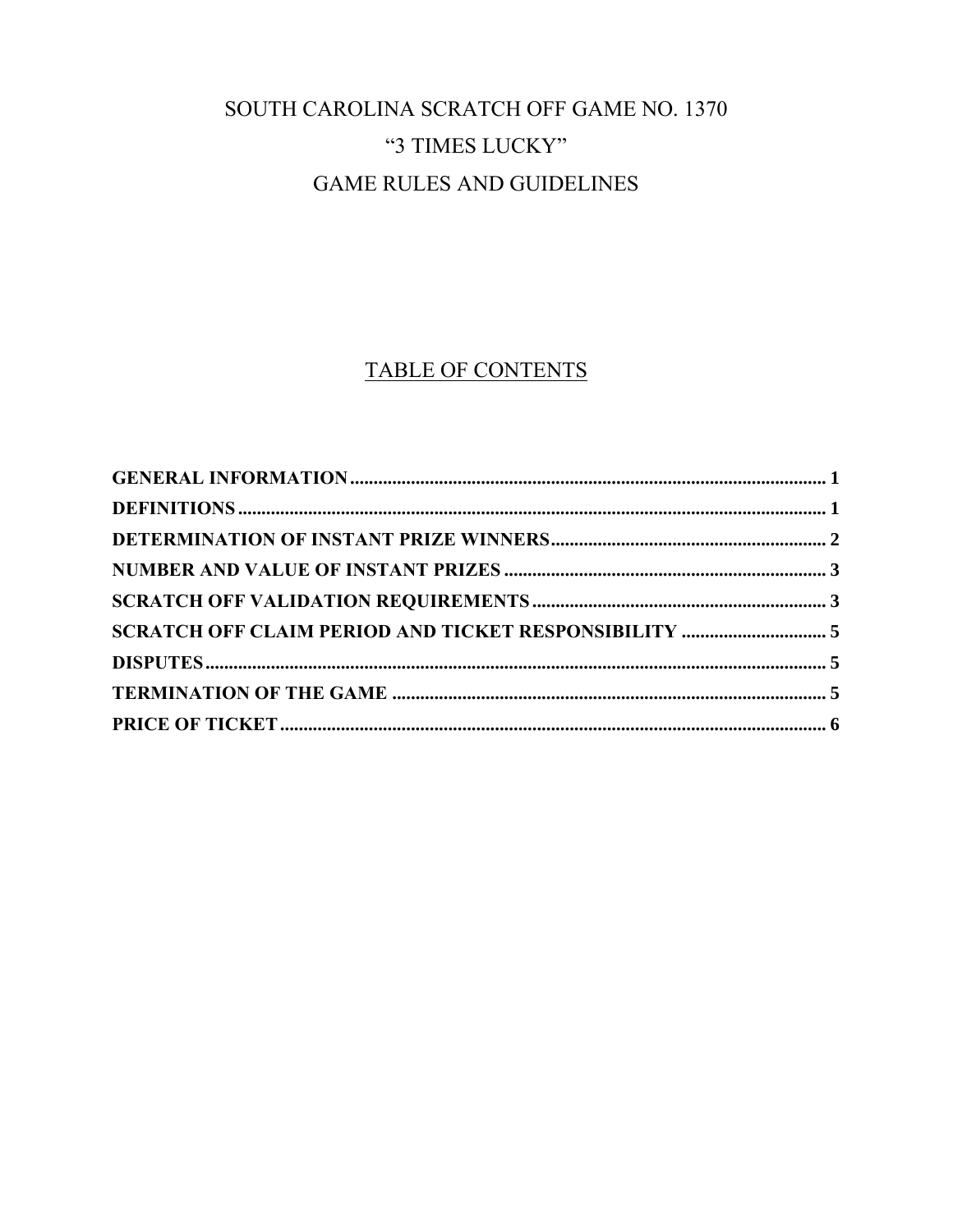# SOUTH CAROLINA SCRATCH OFF GAME NO. 1370
# "3 TIMES LUCKY"
# GAME RULES AND GUIDELINES

## TABLE OF CONTENTS

**GENERAL INFORMATION** ........................................ 1
**DEFINITIONS** ........................................ 1
**DETERMINATION OF INSTANT PRIZE WINNERS** ........................................ 2
**NUMBER AND VALUE OF INSTANT PRIZES** ........................................ 3
**SCRATCH OFF VALIDATION REQUIREMENTS** ........................................ 3
**SCRATCH OFF CLAIM PERIOD AND TICKET RESPONSIBILITY** ........................................ 5
**DISPUTES** ........................................ 5
**TERMINATION OF THE GAME** ........................................ 5
**PRICE OF TICKET** ........................................ 6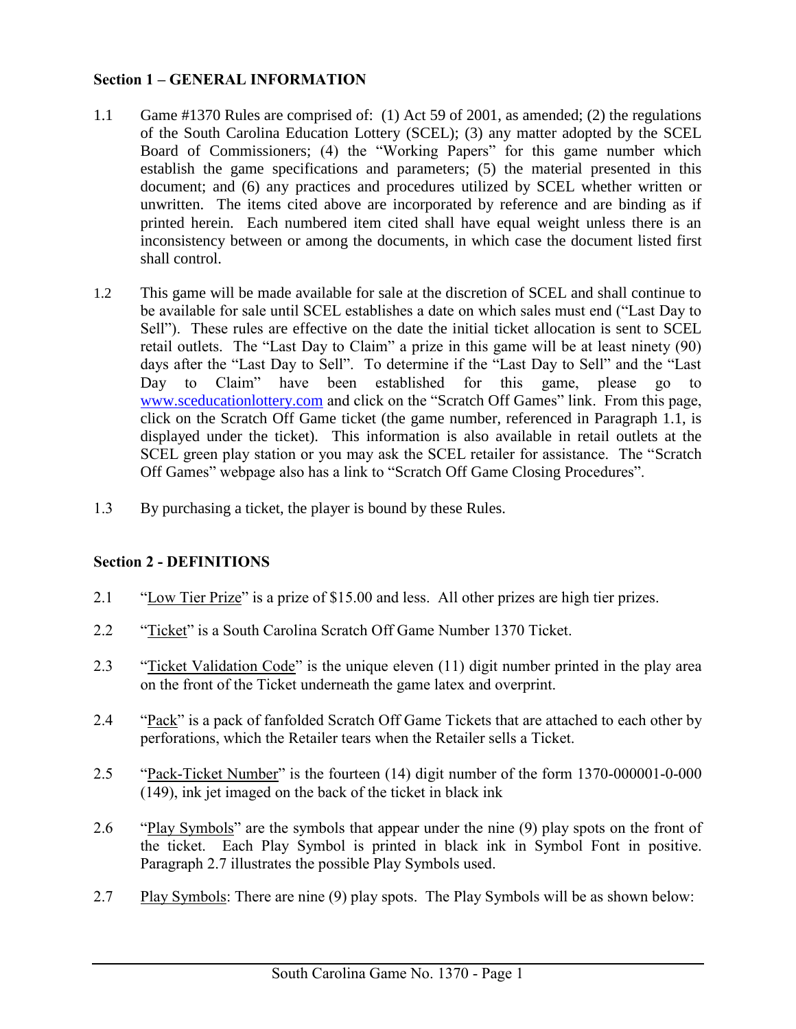## Section 1 – GENERAL INFORMATION

1.1 Game #1370 Rules are comprised of: (1) Act 59 of 2001, as amended; (2) the regulations of the South Carolina Education Lottery (SCEL); (3) any matter adopted by the SCEL Board of Commissioners; (4) the "Working Papers" for this game number which establish the game specifications and parameters; (5) the material presented in this document; and (6) any practices and procedures utilized by SCEL whether written or unwritten. The items cited above are incorporated by reference and are binding as if printed herein. Each numbered item cited shall have equal weight unless there is an inconsistency between or among the documents, in which case the document listed first shall control.

1.2 This game will be made available for sale at the discretion of SCEL and shall continue to be available for sale until SCEL establishes a date on which sales must end ("Last Day to Sell"). These rules are effective on the date the initial ticket allocation is sent to SCEL retail outlets. The "Last Day to Claim" a prize in this game will be at least ninety (90) days after the "Last Day to Sell". To determine if the "Last Day to Sell" and the "Last Day to Claim" have been established for this game, please go to www.sceducationlottery.com and click on the "Scratch Off Games" link. From this page, click on the Scratch Off Game ticket (the game number, referenced in Paragraph 1.1, is displayed under the ticket). This information is also available in retail outlets at the SCEL green play station or you may ask the SCEL retailer for assistance. The "Scratch Off Games" webpage also has a link to "Scratch Off Game Closing Procedures".

1.3 By purchasing a ticket, the player is bound by these Rules.

## Section 2 - DEFINITIONS

2.1 "Low Tier Prize" is a prize of $15.00 and less. All other prizes are high tier prizes.

2.2 "Ticket" is a South Carolina Scratch Off Game Number 1370 Ticket.

2.3 "Ticket Validation Code" is the unique eleven (11) digit number printed in the play area on the front of the Ticket underneath the game latex and overprint.

2.4 "Pack" is a pack of fanfolded Scratch Off Game Tickets that are attached to each other by perforations, which the Retailer tears when the Retailer sells a Ticket.

2.5 "Pack-Ticket Number" is the fourteen (14) digit number of the form 1370-000001-0-000 (149), ink jet imaged on the back of the ticket in black ink

2.6 "Play Symbols" are the symbols that appear under the nine (9) play spots on the front of the ticket. Each Play Symbol is printed in black ink in Symbol Font in positive. Paragraph 2.7 illustrates the possible Play Symbols used.

2.7 Play Symbols: There are nine (9) play spots. The Play Symbols will be as shown below: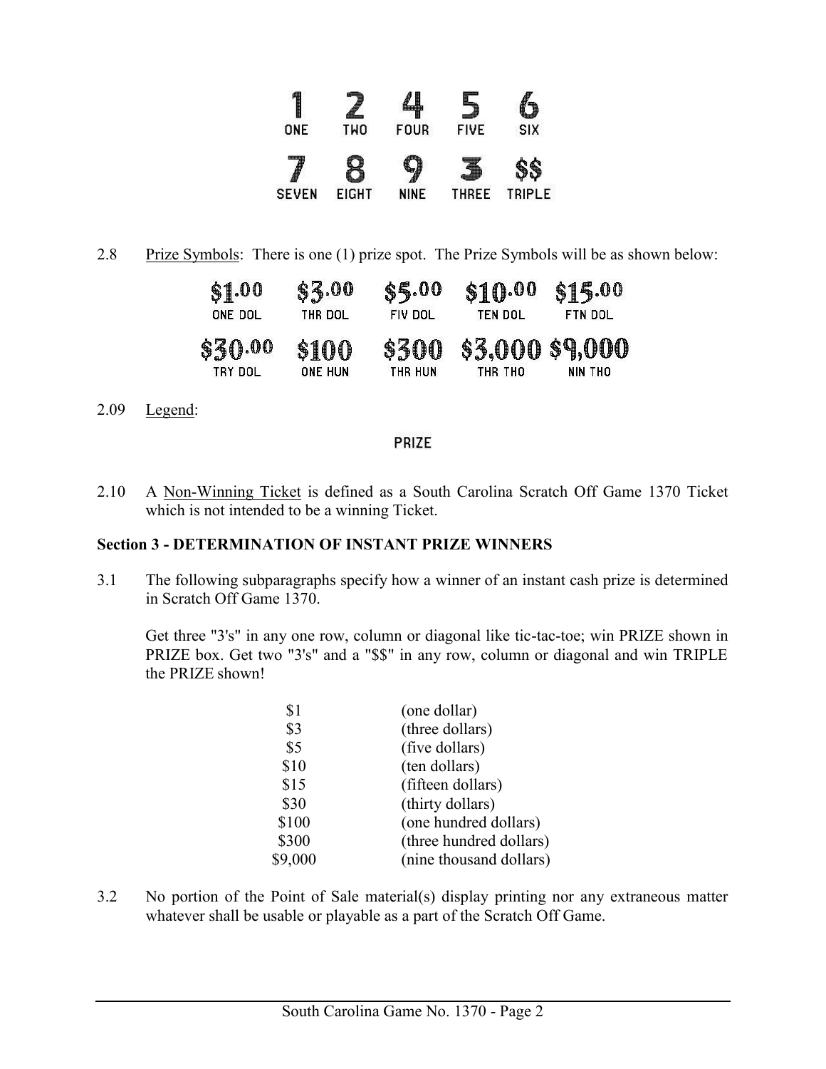| 1 | 2 | 4 | 5 | 6 |
|---|---|---|---|---|
| ONE | TWO | FOUR | FIVE | SIX |
| 7 | 8 | 9 | 3 | $$ |
| SEVEN | EIGHT | NINE | THREE | TRIPLE |

2.8 Prize Symbols: There is one (1) prize spot. The Prize Symbols will be as shown below:

| $1.00 | $3.00 | $5.00 | $10.00 | $15.00 |
|---|---|---|---|---|
| ONE DOL | THR DOL | FIV DOL | TEN DOL | FTN DOL |
| $30.00 | $100 | $300 | $3,000 | $9,000 |
| TRY DOL | ONE HUN | THR HUN | THR THO | NIN THO |

2.09 Legend:

PRIZE

2.10 A Non-Winning Ticket is defined as a South Carolina Scratch Off Game 1370 Ticket which is not intended to be a winning Ticket.

**Section 3 - DETERMINATION OF INSTANT PRIZE WINNERS**

3.1 The following subparagraphs specify how a winner of an instant cash prize is determined in Scratch Off Game 1370.

Get three "3's" in any one row, column or diagonal like tic-tac-toe; win PRIZE shown in PRIZE box. Get two "3's" and a "$$" in any row, column or diagonal and win TRIPLE the PRIZE shown!

| | |
|---|---|
| $1 | (one dollar) |
| $3 | (three dollars) |
| $5 | (five dollars) |
| $10 | (ten dollars) |
| $15 | (fifteen dollars) |
| $30 | (thirty dollars) |
| $100 | (one hundred dollars) |
| $300 | (three hundred dollars) |
| $9,000 | (nine thousand dollars) |

3.2 No portion of the Point of Sale material(s) display printing nor any extraneous matter whatever shall be usable or playable as a part of the Scratch Off Game.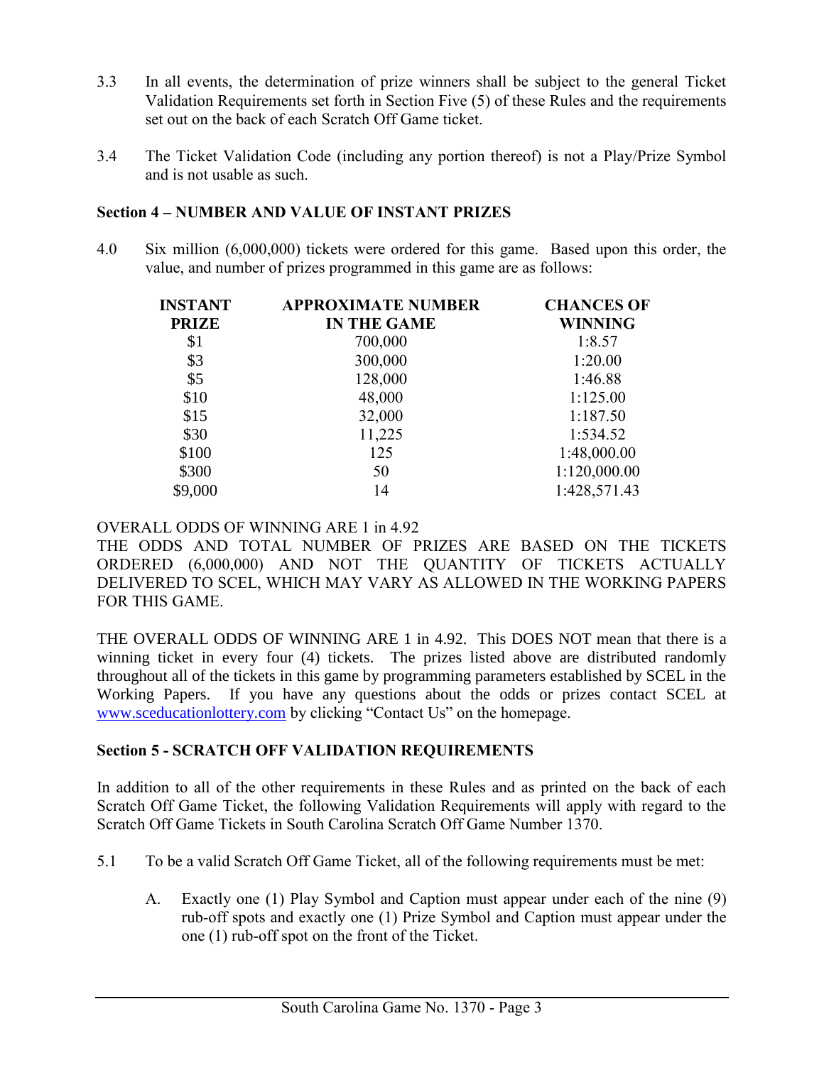3.3 In all events, the determination of prize winners shall be subject to the general Ticket Validation Requirements set forth in Section Five (5) of these Rules and the requirements set out on the back of each Scratch Off Game ticket.

3.4 The Ticket Validation Code (including any portion thereof) is not a Play/Prize Symbol and is not usable as such.

## Section 4 – NUMBER AND VALUE OF INSTANT PRIZES

4.0 Six million (6,000,000) tickets were ordered for this game. Based upon this order, the value, and number of prizes programmed in this game are as follows:

| INSTANT PRIZE | APPROXIMATE NUMBER IN THE GAME | CHANCES OF WINNING |
|---|---|---|
| $1 | 700,000 | 1:8.57 |
| $3 | 300,000 | 1:20.00 |
| $5 | 128,000 | 1:46.88 |
| $10 | 48,000 | 1:125.00 |
| $15 | 32,000 | 1:187.50 |
| $30 | 11,225 | 1:534.52 |
| $100 | 125 | 1:48,000.00 |
| $300 | 50 | 1:120,000.00 |
| $9,000 | 14 | 1:428,571.43 |

OVERALL ODDS OF WINNING ARE 1 in 4.92
THE ODDS AND TOTAL NUMBER OF PRIZES ARE BASED ON THE TICKETS ORDERED (6,000,000) AND NOT THE QUANTITY OF TICKETS ACTUALLY DELIVERED TO SCEL, WHICH MAY VARY AS ALLOWED IN THE WORKING PAPERS FOR THIS GAME.

THE OVERALL ODDS OF WINNING ARE 1 in 4.92. This DOES NOT mean that there is a winning ticket in every four (4) tickets. The prizes listed above are distributed randomly throughout all of the tickets in this game by programming parameters established by SCEL in the Working Papers. If you have any questions about the odds or prizes contact SCEL at www.sceducationlottery.com by clicking "Contact Us" on the homepage.

## Section 5 - SCRATCH OFF VALIDATION REQUIREMENTS

In addition to all of the other requirements in these Rules and as printed on the back of each Scratch Off Game Ticket, the following Validation Requirements will apply with regard to the Scratch Off Game Tickets in South Carolina Scratch Off Game Number 1370.

5.1 To be a valid Scratch Off Game Ticket, all of the following requirements must be met:

A. Exactly one (1) Play Symbol and Caption must appear under each of the nine (9) rub-off spots and exactly one (1) Prize Symbol and Caption must appear under the one (1) rub-off spot on the front of the Ticket.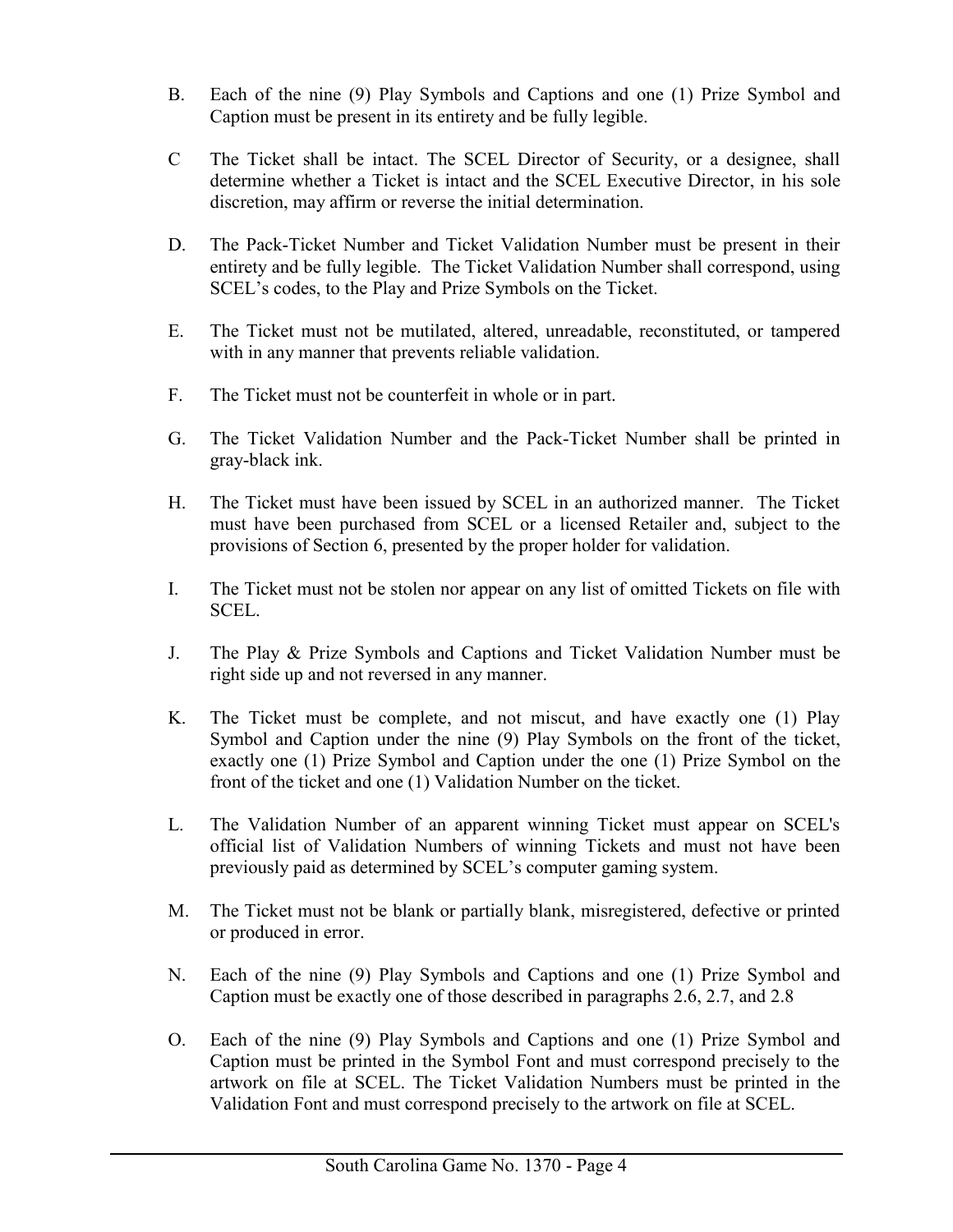B. Each of the nine (9) Play Symbols and Captions and one (1) Prize Symbol and Caption must be present in its entirety and be fully legible.

C The Ticket shall be intact. The SCEL Director of Security, or a designee, shall determine whether a Ticket is intact and the SCEL Executive Director, in his sole discretion, may affirm or reverse the initial determination.

D. The Pack-Ticket Number and Ticket Validation Number must be present in their entirety and be fully legible. The Ticket Validation Number shall correspond, using SCEL's codes, to the Play and Prize Symbols on the Ticket.

E. The Ticket must not be mutilated, altered, unreadable, reconstituted, or tampered with in any manner that prevents reliable validation.

F. The Ticket must not be counterfeit in whole or in part.

G. The Ticket Validation Number and the Pack-Ticket Number shall be printed in gray-black ink.

H. The Ticket must have been issued by SCEL in an authorized manner. The Ticket must have been purchased from SCEL or a licensed Retailer and, subject to the provisions of Section 6, presented by the proper holder for validation.

I. The Ticket must not be stolen nor appear on any list of omitted Tickets on file with SCEL.

J. The Play & Prize Symbols and Captions and Ticket Validation Number must be right side up and not reversed in any manner.

K. The Ticket must be complete, and not miscut, and have exactly one (1) Play Symbol and Caption under the nine (9) Play Symbols on the front of the ticket, exactly one (1) Prize Symbol and Caption under the one (1) Prize Symbol on the front of the ticket and one (1) Validation Number on the ticket.

L. The Validation Number of an apparent winning Ticket must appear on SCEL's official list of Validation Numbers of winning Tickets and must not have been previously paid as determined by SCEL's computer gaming system.

M. The Ticket must not be blank or partially blank, misregistered, defective or printed or produced in error.

N. Each of the nine (9) Play Symbols and Captions and one (1) Prize Symbol and Caption must be exactly one of those described in paragraphs 2.6, 2.7, and 2.8

O. Each of the nine (9) Play Symbols and Captions and one (1) Prize Symbol and Caption must be printed in the Symbol Font and must correspond precisely to the artwork on file at SCEL. The Ticket Validation Numbers must be printed in the Validation Font and must correspond precisely to the artwork on file at SCEL.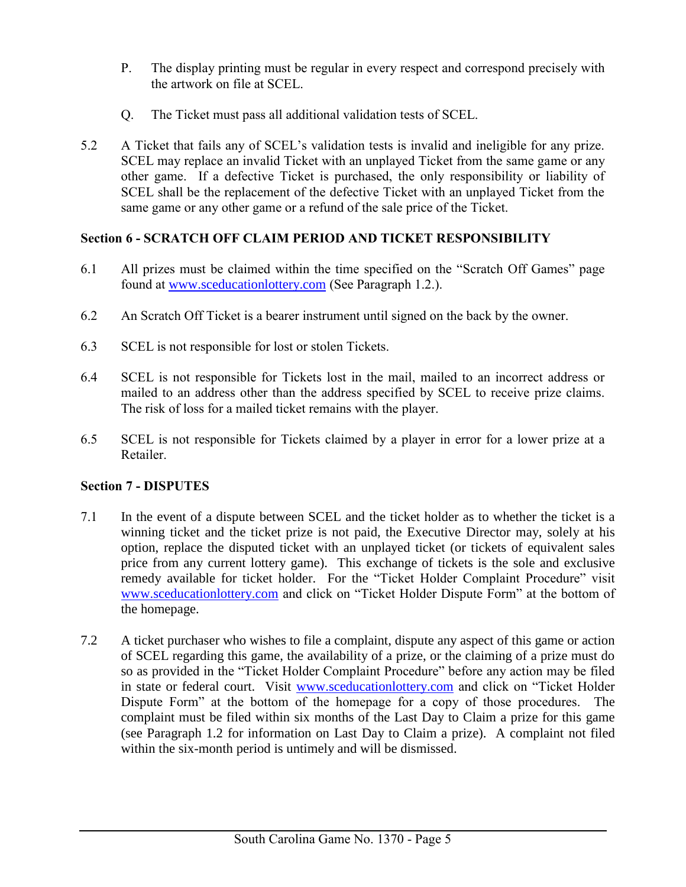P. The display printing must be regular in every respect and correspond precisely with the artwork on file at SCEL.

Q. The Ticket must pass all additional validation tests of SCEL.

5.2 A Ticket that fails any of SCEL's validation tests is invalid and ineligible for any prize. SCEL may replace an invalid Ticket with an unplayed Ticket from the same game or any other game. If a defective Ticket is purchased, the only responsibility or liability of SCEL shall be the replacement of the defective Ticket with an unplayed Ticket from the same game or any other game or a refund of the sale price of the Ticket.

**Section 6 - SCRATCH OFF CLAIM PERIOD AND TICKET RESPONSIBILITY**

6.1 All prizes must be claimed within the time specified on the "Scratch Off Games" page found at www.sceducationlottery.com (See Paragraph 1.2.).

6.2 An Scratch Off Ticket is a bearer instrument until signed on the back by the owner.

6.3 SCEL is not responsible for lost or stolen Tickets.

6.4 SCEL is not responsible for Tickets lost in the mail, mailed to an incorrect address or mailed to an address other than the address specified by SCEL to receive prize claims. The risk of loss for a mailed ticket remains with the player.

6.5 SCEL is not responsible for Tickets claimed by a player in error for a lower prize at a Retailer.

**Section 7 - DISPUTES**

7.1 In the event of a dispute between SCEL and the ticket holder as to whether the ticket is a winning ticket and the ticket prize is not paid, the Executive Director may, solely at his option, replace the disputed ticket with an unplayed ticket (or tickets of equivalent sales price from any current lottery game). This exchange of tickets is the sole and exclusive remedy available for ticket holder. For the "Ticket Holder Complaint Procedure" visit www.sceducationlottery.com and click on "Ticket Holder Dispute Form" at the bottom of the homepage.

7.2 A ticket purchaser who wishes to file a complaint, dispute any aspect of this game or action of SCEL regarding this game, the availability of a prize, or the claiming of a prize must do so as provided in the "Ticket Holder Complaint Procedure" before any action may be filed in state or federal court. Visit www.sceducationlottery.com and click on "Ticket Holder Dispute Form" at the bottom of the homepage for a copy of those procedures. The complaint must be filed within six months of the Last Day to Claim a prize for this game (see Paragraph 1.2 for information on Last Day to Claim a prize). A complaint not filed within the six-month period is untimely and will be dismissed.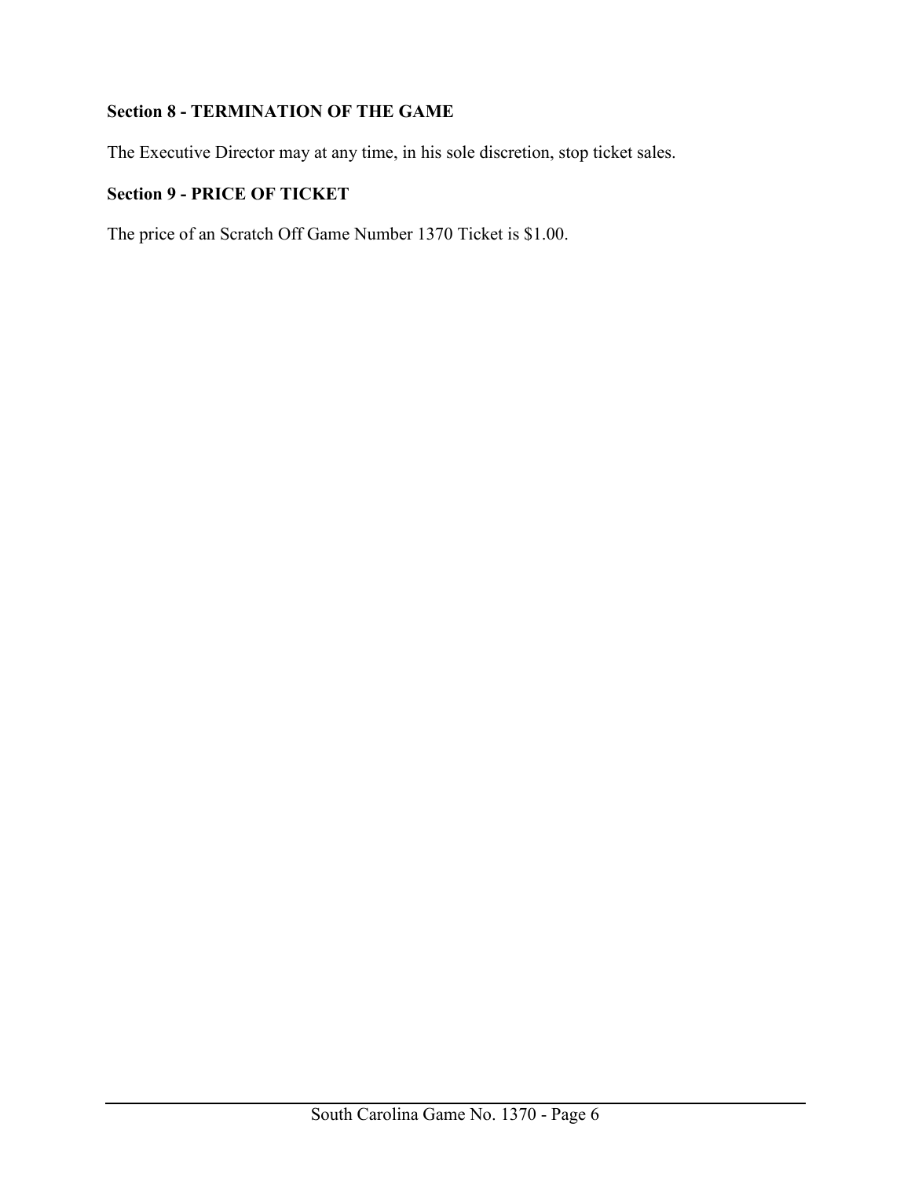**Section 8 - TERMINATION OF THE GAME**

The Executive Director may at any time, in his sole discretion, stop ticket sales.

**Section 9 - PRICE OF TICKET**

The price of an Scratch Off Game Number 1370 Ticket is $1.00.